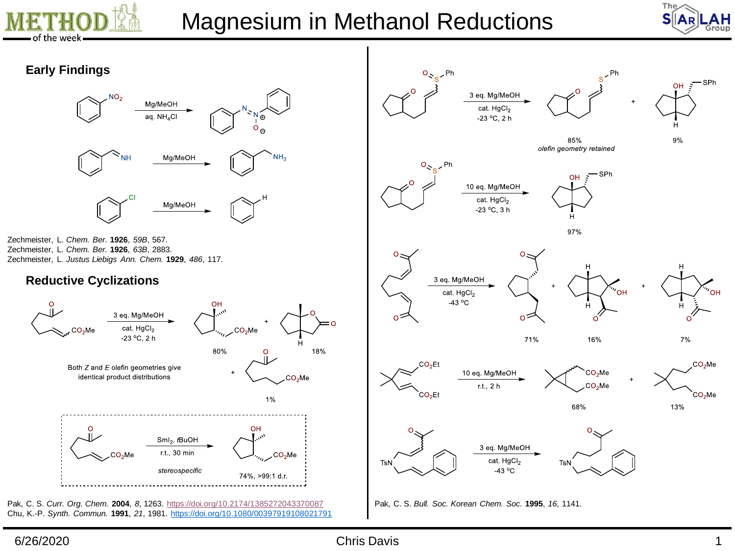# Magnesium in Methanol Reductions

## Early Findings

Mg/MeOH, aq. $NH_4Cl$

Mg/MeOH

Mg/MeOH

Zechmeister, L. *Chem. Ber.* **1926**, *59B*, 567.
Zechmeister, L. *Chem. Ber.* **1926**, *63B*, 2883.
Zechmeister, L. *Justus Liebigs Ann. Chem.* **1929**, *486*, 117.

## Reductive Cyclizations

3 eq. Mg/MeOH, cat. $HgCl_2$, -23 °C, 2 h

80% + 18% + 1%

Both *Z* and *E* olefin geometries give identical product distributions

$SmI_2$, *t*BuOH, r.t., 30 min

*stereospecific*

74%, >99:1 d.r.

Pak, C. S. *Curr. Org. Chem.* **2004**, *8*, 1263. https://doi.org/10.2174/1385272043370087
Chu, K.-P. *Synth. Commun.* **1991**, *21*, 1981. https://doi.org/10.1080/00397919108021791

3 eq. Mg/MeOH, cat. $HgCl_2$, -23 °C, 2 h

85% *olefin geometry retained* + 9%

10 eq. Mg/MeOH, cat. $HgCl_2$, -23 °C, 3 h

97%

3 eq. Mg/MeOH, cat. $HgCl_2$, -43 °C

71% + 16% + 7%

10 eq. Mg/MeOH, r.t., 2 h

68% + 13%

3 eq. Mg/MeOH, cat. $HgCl_2$, -43 °C

Pak, C. S. *Bull. Soc. Korean Chem. Soc.* **1995**, *16*, 1141.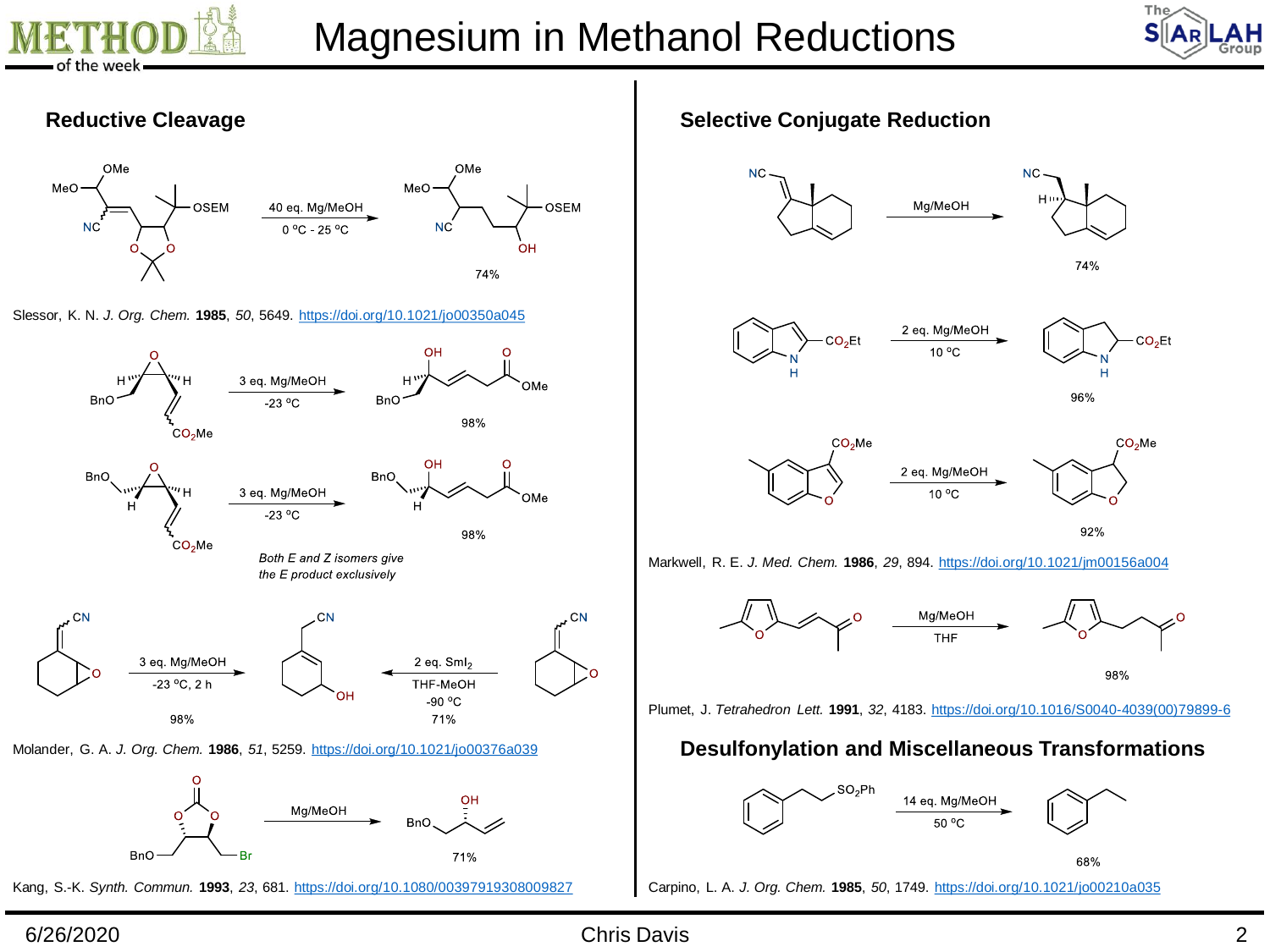# Magnesium in Methanol Reductions

## Reductive Cleavage

40 eq. Mg/MeOH, 0 °C - 25 °C — 74%

Slessor, K. N. *J. Org. Chem.* **1985**, *50*, 5649. https://doi.org/10.1021/jo00350a045

3 eq. Mg/MeOH, -23 °C — 98%

3 eq. Mg/MeOH, -23 °C — 98%

*Both E and Z isomers give the E product exclusively*

3 eq. Mg/MeOH, -23 °C, 2 h — 98%

2 eq. $SmI_2$, THF-MeOH, -90 °C — 71%

Molander, G. A. *J. Org. Chem.* **1986**, *51*, 5259. https://doi.org/10.1021/jo00376a039

Mg/MeOH — 71%

Kang, S.-K. *Synth. Commun.* **1993**, *23*, 681. https://doi.org/10.1080/00397919308009827

## Selective Conjugate Reduction

Mg/MeOH — 74%

2 eq. Mg/MeOH, 10 °C — 96%

2 eq. Mg/MeOH, 10 °C — 92%

Markwell, R. E. *J. Med. Chem.* **1986**, *29*, 894. https://doi.org/10.1021/jm00156a004

Mg/MeOH, THF — 98%

Plumet, J. *Tetrahedron Lett.* **1991**, *32*, 4183. https://doi.org/10.1016/S0040-4039(00)79899-6

## Desulfonylation and Miscellaneous Transformations

14 eq. Mg/MeOH, 50 °C — 68%

Carpino, L. A. *J. Org. Chem.* **1985**, *50*, 1749. https://doi.org/10.1021/jo00210a035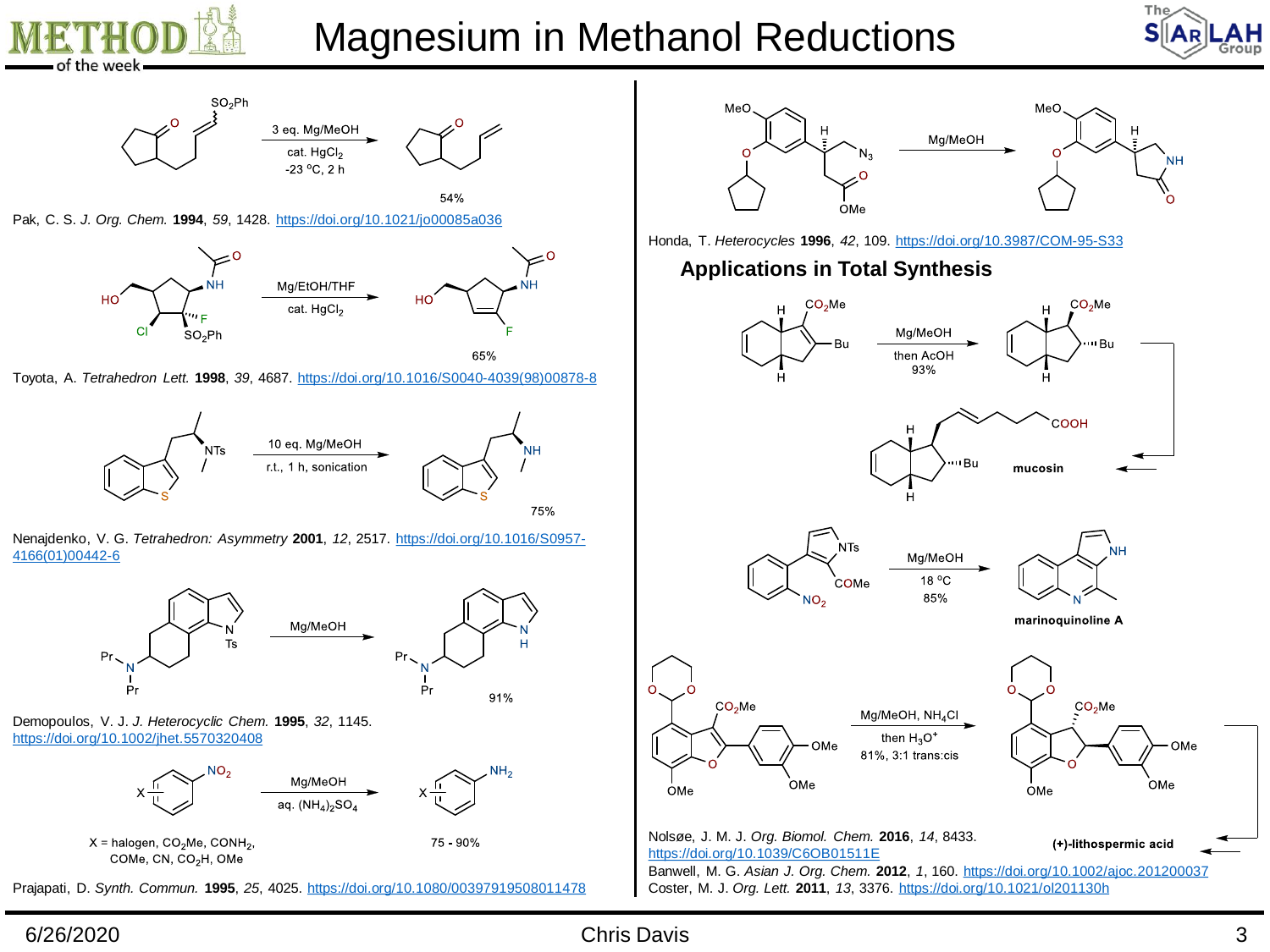# Magnesium in Methanol Reductions

3 eq. Mg/MeOH
cat. $HgCl_2$
-23 °C, 2 h

54%

Pak, C. S. *J. Org. Chem.* **1994**, *59*, 1428. https://doi.org/10.1021/jo00085a036

Mg/EtOH/THF
cat. $HgCl_2$

65%

Toyota, A. *Tetrahedron Lett.* **1998**, *39*, 4687. https://doi.org/10.1016/S0040-4039(98)00878-8

10 eq. Mg/MeOH
r.t., 1 h, sonication

75%

Nenajdenko, V. G. *Tetrahedron: Asymmetry* **2001**, *12*, 2517. https://doi.org/10.1016/S0957-4166(01)00442-6

Mg/MeOH

91%

Demopoulos, V. J. *J. Heterocyclic Chem.* **1995**, *32*, 1145. https://doi.org/10.1002/jhet.5570320408

Mg/MeOH
aq. $(NH_4)_2SO_4$

X = halogen, $CO_2Me$, $CONH_2$, COMe, CN, $CO_2H$, OMe

75 - 90%

Prajapati, D. *Synth. Commun.* **1995**, *25*, 4025. https://doi.org/10.1080/00397919508011478

Mg/MeOH

Honda, T. *Heterocycles* **1996**, *42*, 109. https://doi.org/10.3987/COM-95-S33

## Applications in Total Synthesis

Mg/MeOH
then AcOH
93%

**mucosin**

Mg/MeOH
18 °C
85%

**marinoquinoline A**

Mg/MeOH, $NH_4Cl$
then $H_3O^+$
81%, 3:1 trans:cis

**(+)-lithospermic acid**

Nolsøe, J. M. J. *Org. Biomol. Chem.* **2016**, *14*, 8433. https://doi.org/10.1039/C6OB01511E

Banwell, M. G. *Asian J. Org. Chem.* **2012**, *1*, 160. https://doi.org/10.1002/ajoc.201200037

Coster, M. J. *Org. Lett.* **2011**, *13*, 3376. https://doi.org/10.1021/ol201130h